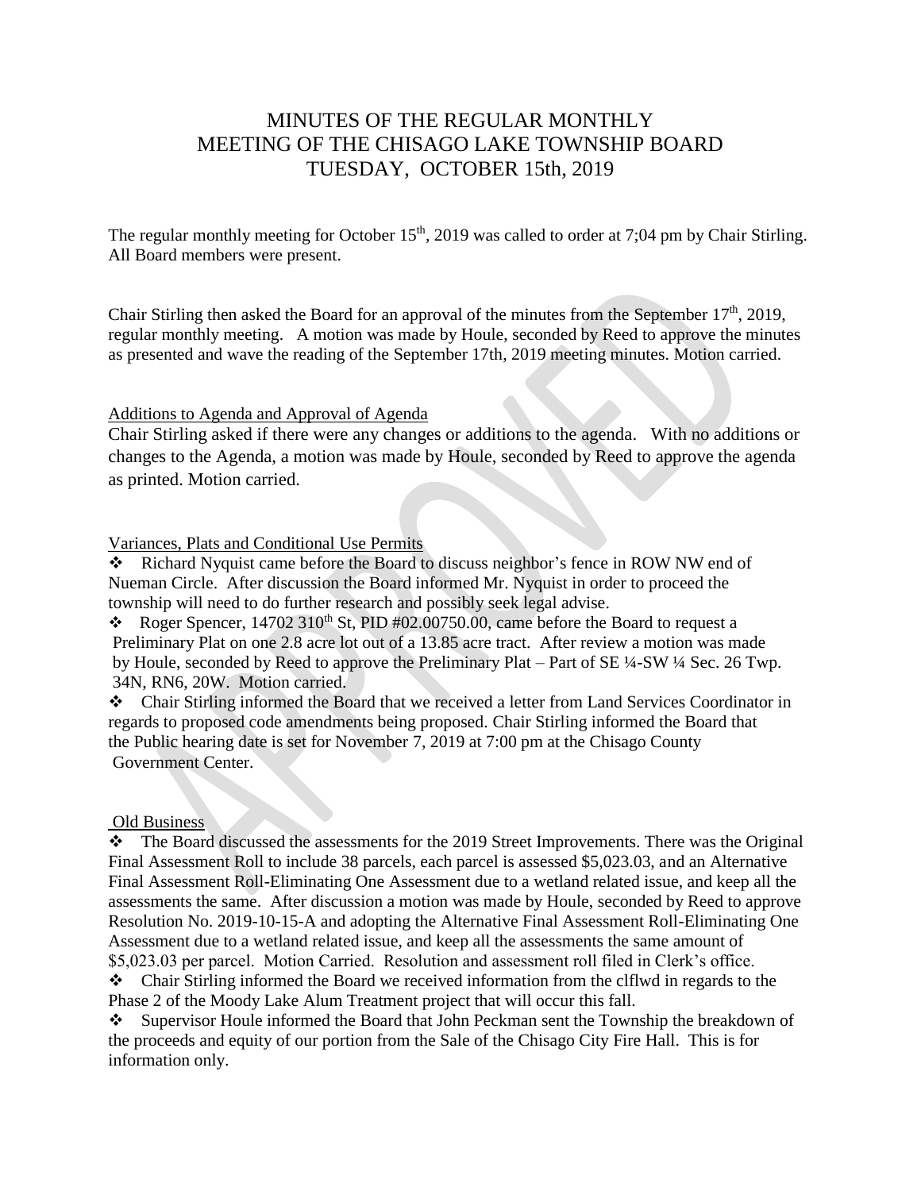# MINUTES OF THE REGULAR MONTHLY MEETING OF THE CHISAGO LAKE TOWNSHIP BOARD TUESDAY, OCTOBER 15th, 2019

The regular monthly meeting for October 15th, 2019 was called to order at 7;04 pm by Chair Stirling. All Board members were present.

Chair Stirling then asked the Board for an approval of the minutes from the September 17th, 2019, regular monthly meeting. A motion was made by Houle, seconded by Reed to approve the minutes as presented and wave the reading of the September 17th, 2019 meeting minutes. Motion carried.

Additions to Agenda and Approval of Agenda

Chair Stirling asked if there were any changes or additions to the agenda. With no additions or changes to the Agenda, a motion was made by Houle, seconded by Reed to approve the agenda as printed. Motion carried.

Variances, Plats and Conditional Use Permits

- ❖ Richard Nyquist came before the Board to discuss neighbor's fence in ROW NW end of Nueman Circle. After discussion the Board informed Mr. Nyquist in order to proceed the township will need to do further research and possibly seek legal advise.
- ❖ Roger Spencer, 14702 310th St, PID #02.00750.00, came before the Board to request a Preliminary Plat on one 2.8 acre lot out of a 13.85 acre tract. After review a motion was made by Houle, seconded by Reed to approve the Preliminary Plat – Part of SE ¼-SW ¼ Sec. 26 Twp. 34N, RN6, 20W. Motion carried.
- ❖ Chair Stirling informed the Board that we received a letter from Land Services Coordinator in regards to proposed code amendments being proposed. Chair Stirling informed the Board that the Public hearing date is set for November 7, 2019 at 7:00 pm at the Chisago County Government Center.

Old Business

- ❖ The Board discussed the assessments for the 2019 Street Improvements. There was the Original Final Assessment Roll to include 38 parcels, each parcel is assessed $5,023.03, and an Alternative Final Assessment Roll-Eliminating One Assessment due to a wetland related issue, and keep all the assessments the same. After discussion a motion was made by Houle, seconded by Reed to approve Resolution No. 2019-10-15-A and adopting the Alternative Final Assessment Roll-Eliminating One Assessment due to a wetland related issue, and keep all the assessments the same amount of $5,023.03 per parcel. Motion Carried. Resolution and assessment roll filed in Clerk's office.
- ❖ Chair Stirling informed the Board we received information from the clflwd in regards to the Phase 2 of the Moody Lake Alum Treatment project that will occur this fall.
- ❖ Supervisor Houle informed the Board that John Peckman sent the Township the breakdown of the proceeds and equity of our portion from the Sale of the Chisago City Fire Hall. This is for information only.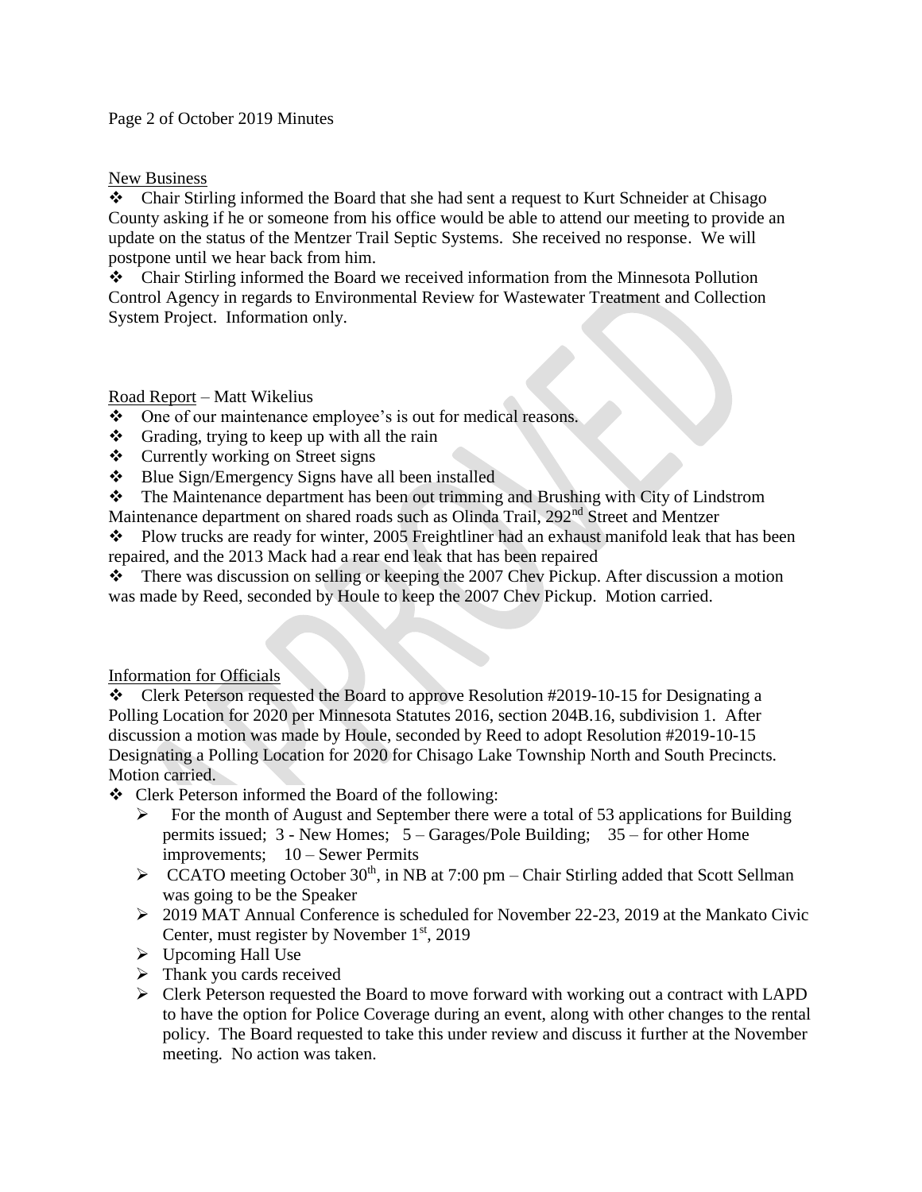New Business

- Chair Stirling informed the Board that she had sent a request to Kurt Schneider at Chisago County asking if he or someone from his office would be able to attend our meeting to provide an update on the status of the Mentzer Trail Septic Systems. She received no response. We will postpone until we hear back from him.
- Chair Stirling informed the Board we received information from the Minnesota Pollution Control Agency in regards to Environmental Review for Wastewater Treatment and Collection System Project. Information only.

Road Report – Matt Wikelius

- One of our maintenance employee's is out for medical reasons.
- Grading, trying to keep up with all the rain
- Currently working on Street signs
- Blue Sign/Emergency Signs have all been installed
- The Maintenance department has been out trimming and Brushing with City of Lindstrom Maintenance department on shared roads such as Olinda Trail, 292nd Street and Mentzer
- Plow trucks are ready for winter, 2005 Freightliner had an exhaust manifold leak that has been repaired, and the 2013 Mack had a rear end leak that has been repaired
- There was discussion on selling or keeping the 2007 Chev Pickup. After discussion a motion was made by Reed, seconded by Houle to keep the 2007 Chev Pickup. Motion carried.

Information for Officials

- Clerk Peterson requested the Board to approve Resolution #2019-10-15 for Designating a Polling Location for 2020 per Minnesota Statutes 2016, section 204B.16, subdivision 1. After discussion a motion was made by Houle, seconded by Reed to adopt Resolution #2019-10-15 Designating a Polling Location for 2020 for Chisago Lake Township North and South Precincts. Motion carried.
- Clerk Peterson informed the Board of the following:
  - For the month of August and September there were a total of 53 applications for Building permits issued; 3 - New Homes; 5 – Garages/Pole Building; 35 – for other Home improvements; 10 – Sewer Permits
  - CCATO meeting October 30th, in NB at 7:00 pm – Chair Stirling added that Scott Sellman was going to be the Speaker
  - 2019 MAT Annual Conference is scheduled for November 22-23, 2019 at the Mankato Civic Center, must register by November 1st, 2019
  - Upcoming Hall Use
  - Thank you cards received
  - Clerk Peterson requested the Board to move forward with working out a contract with LAPD to have the option for Police Coverage during an event, along with other changes to the rental policy. The Board requested to take this under review and discuss it further at the November meeting. No action was taken.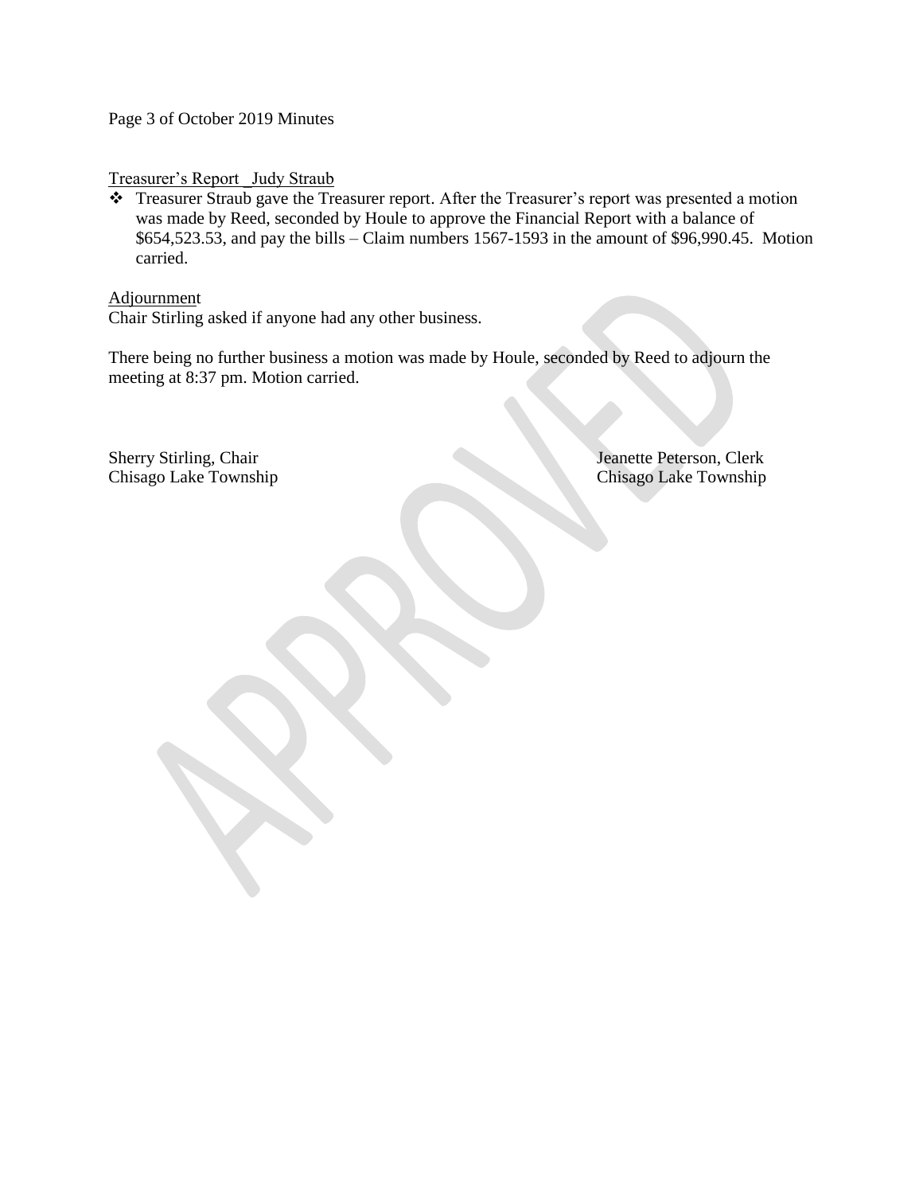Treasurer's Report _Judy Straub

- Treasurer Straub gave the Treasurer report. After the Treasurer's report was presented a motion was made by Reed, seconded by Houle to approve the Financial Report with a balance of $654,523.53, and pay the bills – Claim numbers 1567-1593 in the amount of $96,990.45. Motion carried.

Adjournment

Chair Stirling asked if anyone had any other business.

There being no further business a motion was made by Houle, seconded by Reed to adjourn the meeting at 8:37 pm. Motion carried.

Sherry Stirling, Chair
Chisago Lake Township

Jeanette Peterson, Clerk
Chisago Lake Township

APPROVED